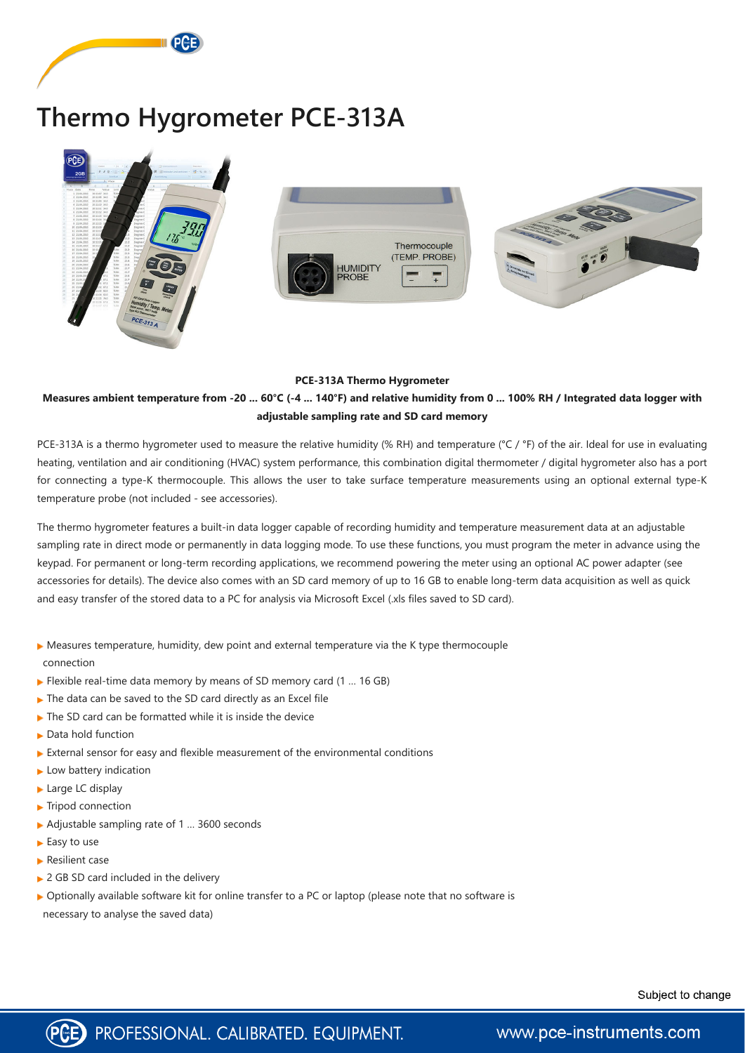# Thermo Hygrometer PCE-313A

**PCE-313A Thermo Hygrometer**

**Measures ambient temperature from -20 ... 60°C (-4 ... 140°F) and relative humidity from 0 ... 100% RH / Integrated data logger with adjustable sampling rate and SD card memory**

PCE-313A is a thermo hygrometer used to measure the relative humidity (% RH) and temperature (°C / °F) of the air. Ideal for use in evaluating heating, ventilation and air conditioning (HVAC) system performance, this combination digital thermometer / digital hygrometer also has a port for connecting a type-K thermocouple. This allows the user to take surface temperature measurements using an optional external type-K temperature probe (not included - see accessories).

The thermo hygrometer features a built-in data logger capable of recording humidity and temperature measurement data at an adjustable sampling rate in direct mode or permanently in data logging mode. To use these functions, you must program the meter in advance using the keypad. For permanent or long-term recording applications, we recommend powering the meter using an optional AC power adapter (see accessories for details). The device also comes with an SD card memory of up to 16 GB to enable long-term data acquisition as well as quick and easy transfer of the stored data to a PC for analysis via Microsoft Excel (.xls files saved to SD card).

- Measures temperature, humidity, dew point and external temperature via the K type thermocouple connection
- Flexible real-time data memory by means of SD memory card (1 ... 16 GB)
- The data can be saved to the SD card directly as an Excel file
- The SD card can be formatted while it is inside the device
- Data hold function
- External sensor for easy and flexible measurement of the environmental conditions
- Low battery indication
- Large LC display
- Tripod connection
- Adjustable sampling rate of 1 ... 3600 seconds
- Easy to use
- Resilient case
- 2 GB SD card included in the delivery
- Optionally available software kit for online transfer to a PC or laptop (please note that no software is necessary to analyse the saved data)

Subject to change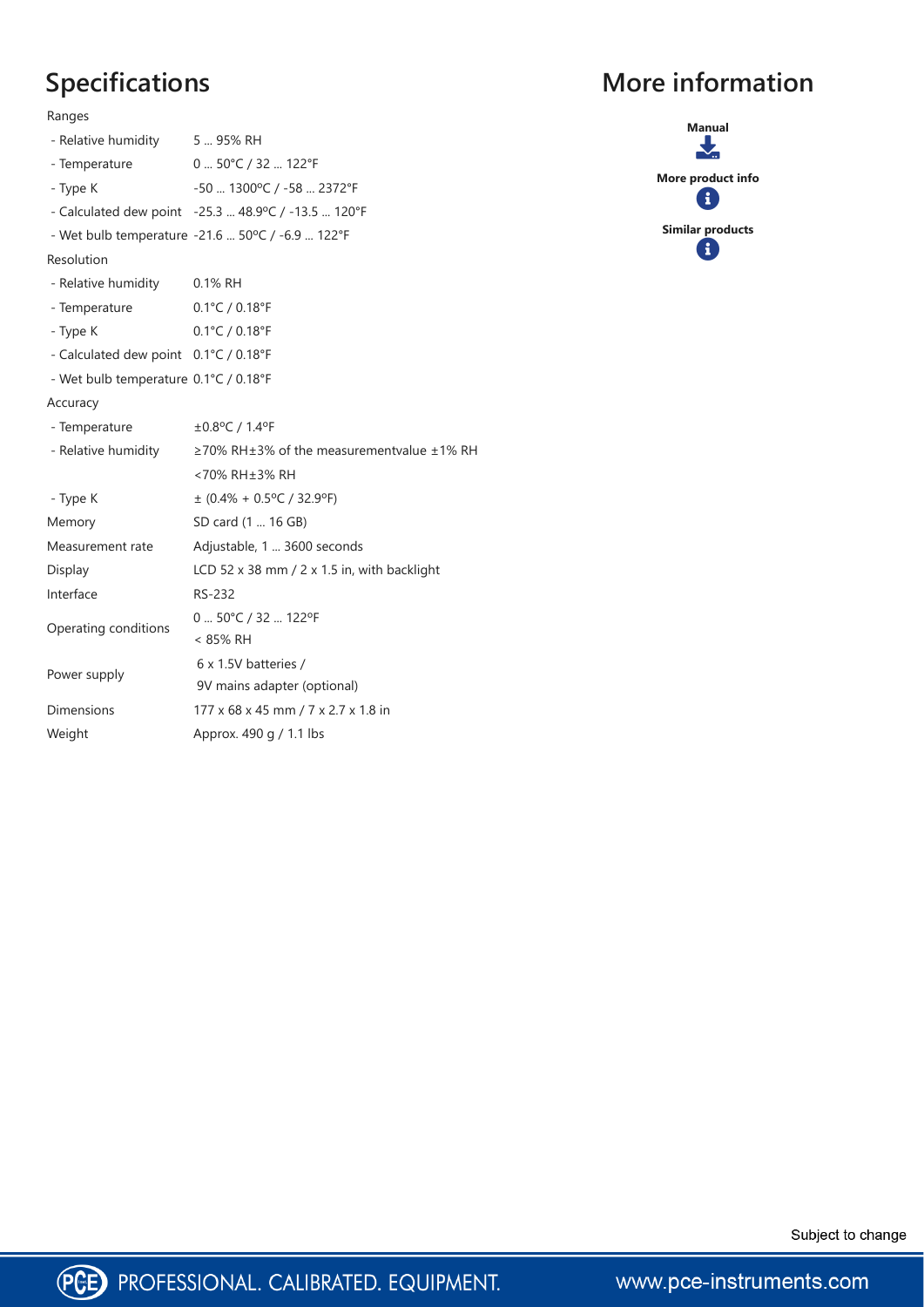## Specifications

| | |
|---|---|
| Ranges | |
| - Relative humidity | 5 ... 95% RH |
| - Temperature | 0 ... 50°C / 32 ... 122°F |
| - Type K | -50 ... 1300ºC / -58 ... 2372°F |
| - Calculated dew point | -25.3 ... 48.9ºC / -13.5 ... 120°F |
| - Wet bulb temperature | -21.6 ... 50ºC / -6.9 ... 122°F |
| Resolution | |
| - Relative humidity | 0.1% RH |
| - Temperature | 0.1°C / 0.18°F |
| - Type K | 0.1°C / 0.18°F |
| - Calculated dew point | 0.1°C / 0.18°F |
| - Wet bulb temperature | 0.1°C / 0.18°F |
| Accuracy | |
| - Temperature | ±0.8ºC / 1.4ºF |
| - Relative humidity | ≥70% RH±3% of the measurementvalue ±1% RH |
| | <70% RH±3% RH |
| - Type K | ± (0.4% + 0.5ºC / 32.9ºF) |
| Memory | SD card (1 ... 16 GB) |
| Measurement rate | Adjustable, 1 ... 3600 seconds |
| Display | LCD 52 x 38 mm / 2 x 1.5 in, with backlight |
| Interface | RS-232 |
| Operating conditions | 0 ... 50°C / 32 ... 122ºF<br>< 85% RH |
| Power supply | 6 x 1.5V batteries /<br>9V mains adapter (optional) |
| Dimensions | 177 x 68 x 45 mm / 7 x 2.7 x 1.8 in |
| Weight | Approx. 490 g / 1.1 lbs |

## More information

**Manual**

**More product info**

**Similar products**

Subject to change